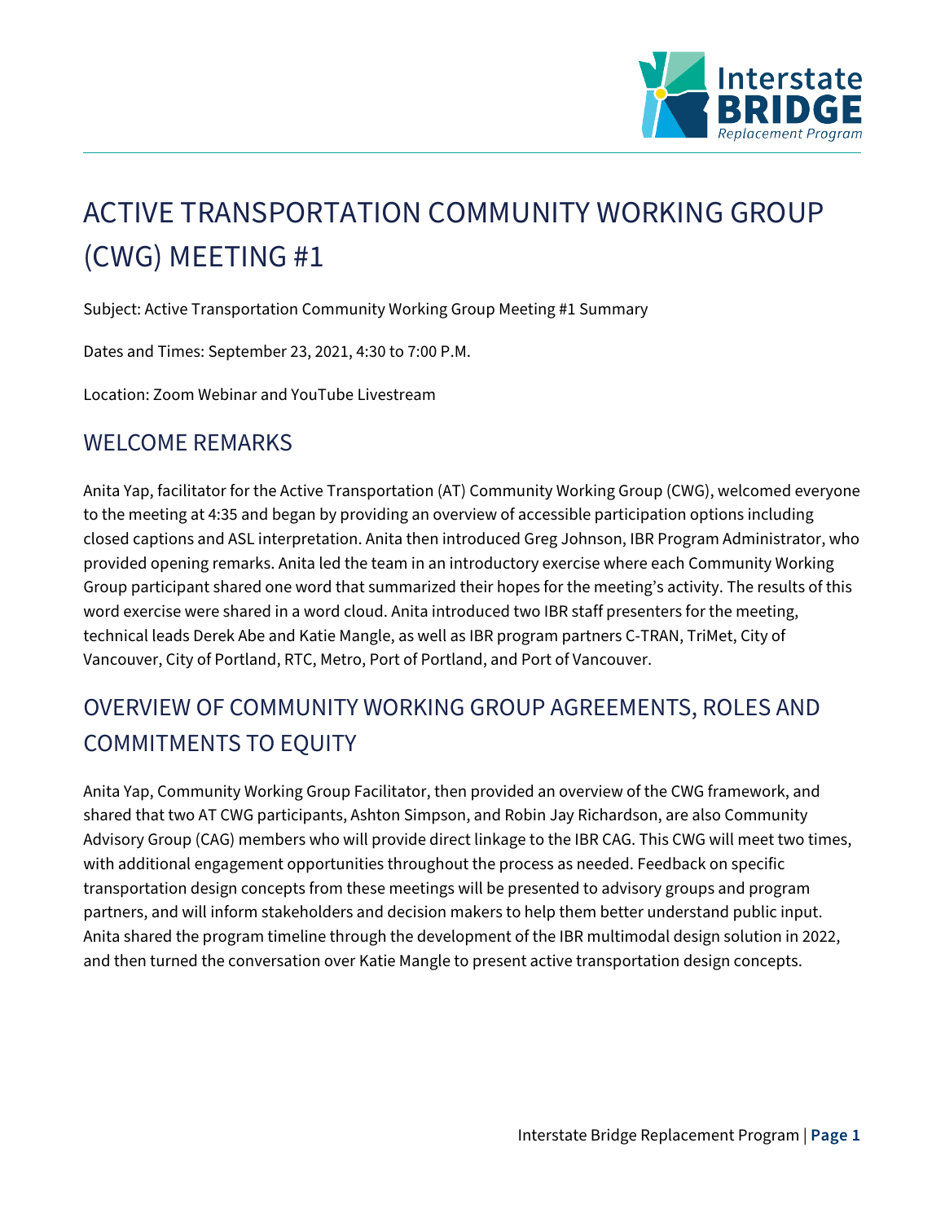# ACTIVE TRANSPORTATION COMMUNITY WORKING GROUP (CWG) MEETING #1

Subject: Active Transportation Community Working Group Meeting #1 Summary

Dates and Times: September 23, 2021, 4:30 to 7:00 P.M.

Location: Zoom Webinar and YouTube Livestream

## WELCOME REMARKS

Anita Yap, facilitator for the Active Transportation (AT) Community Working Group (CWG), welcomed everyone to the meeting at 4:35 and began by providing an overview of accessible participation options including closed captions and ASL interpretation. Anita then introduced Greg Johnson, IBR Program Administrator, who provided opening remarks. Anita led the team in an introductory exercise where each Community Working Group participant shared one word that summarized their hopes for the meeting's activity. The results of this word exercise were shared in a word cloud. Anita introduced two IBR staff presenters for the meeting, technical leads Derek Abe and Katie Mangle, as well as IBR program partners C-TRAN, TriMet, City of Vancouver, City of Portland, RTC, Metro, Port of Portland, and Port of Vancouver.

## OVERVIEW OF COMMUNITY WORKING GROUP AGREEMENTS, ROLES AND COMMITMENTS TO EQUITY

Anita Yap, Community Working Group Facilitator, then provided an overview of the CWG framework, and shared that two AT CWG participants, Ashton Simpson, and Robin Jay Richardson, are also Community Advisory Group (CAG) members who will provide direct linkage to the IBR CAG. This CWG will meet two times, with additional engagement opportunities throughout the process as needed. Feedback on specific transportation design concepts from these meetings will be presented to advisory groups and program partners, and will inform stakeholders and decision makers to help them better understand public input. Anita shared the program timeline through the development of the IBR multimodal design solution in 2022, and then turned the conversation over Katie Mangle to present active transportation design concepts.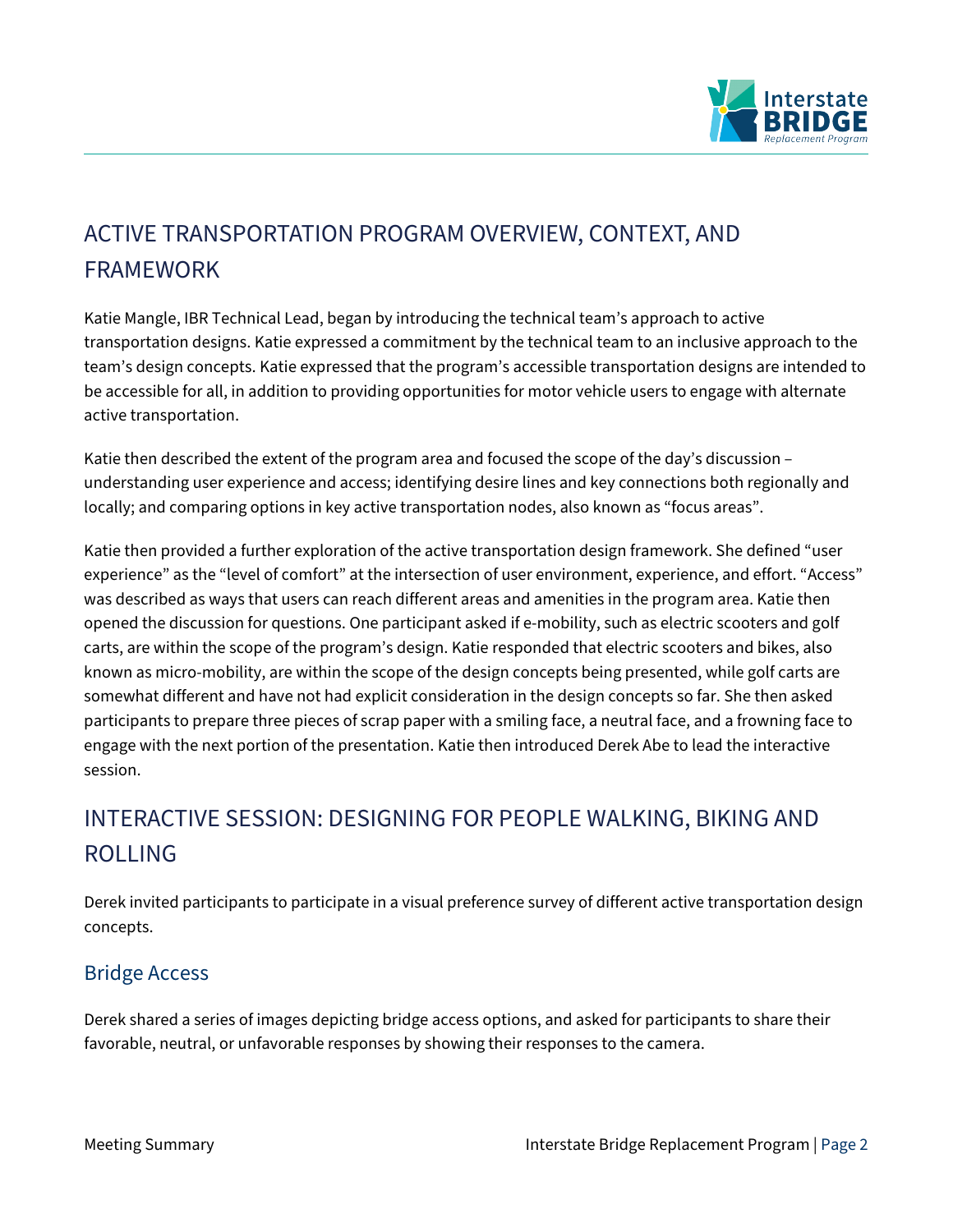## ACTIVE TRANSPORTATION PROGRAM OVERVIEW, CONTEXT, AND FRAMEWORK

Katie Mangle, IBR Technical Lead, began by introducing the technical team's approach to active transportation designs. Katie expressed a commitment by the technical team to an inclusive approach to the team's design concepts. Katie expressed that the program's accessible transportation designs are intended to be accessible for all, in addition to providing opportunities for motor vehicle users to engage with alternate active transportation.

Katie then described the extent of the program area and focused the scope of the day's discussion – understanding user experience and access; identifying desire lines and key connections both regionally and locally; and comparing options in key active transportation nodes, also known as "focus areas".

Katie then provided a further exploration of the active transportation design framework. She defined "user experience" as the "level of comfort" at the intersection of user environment, experience, and effort. "Access" was described as ways that users can reach different areas and amenities in the program area. Katie then opened the discussion for questions. One participant asked if e-mobility, such as electric scooters and golf carts, are within the scope of the program's design. Katie responded that electric scooters and bikes, also known as micro-mobility, are within the scope of the design concepts being presented, while golf carts are somewhat different and have not had explicit consideration in the design concepts so far. She then asked participants to prepare three pieces of scrap paper with a smiling face, a neutral face, and a frowning face to engage with the next portion of the presentation. Katie then introduced Derek Abe to lead the interactive session.

## INTERACTIVE SESSION: DESIGNING FOR PEOPLE WALKING, BIKING AND ROLLING

Derek invited participants to participate in a visual preference survey of different active transportation design concepts.

### Bridge Access

Derek shared a series of images depicting bridge access options, and asked for participants to share their favorable, neutral, or unfavorable responses by showing their responses to the camera.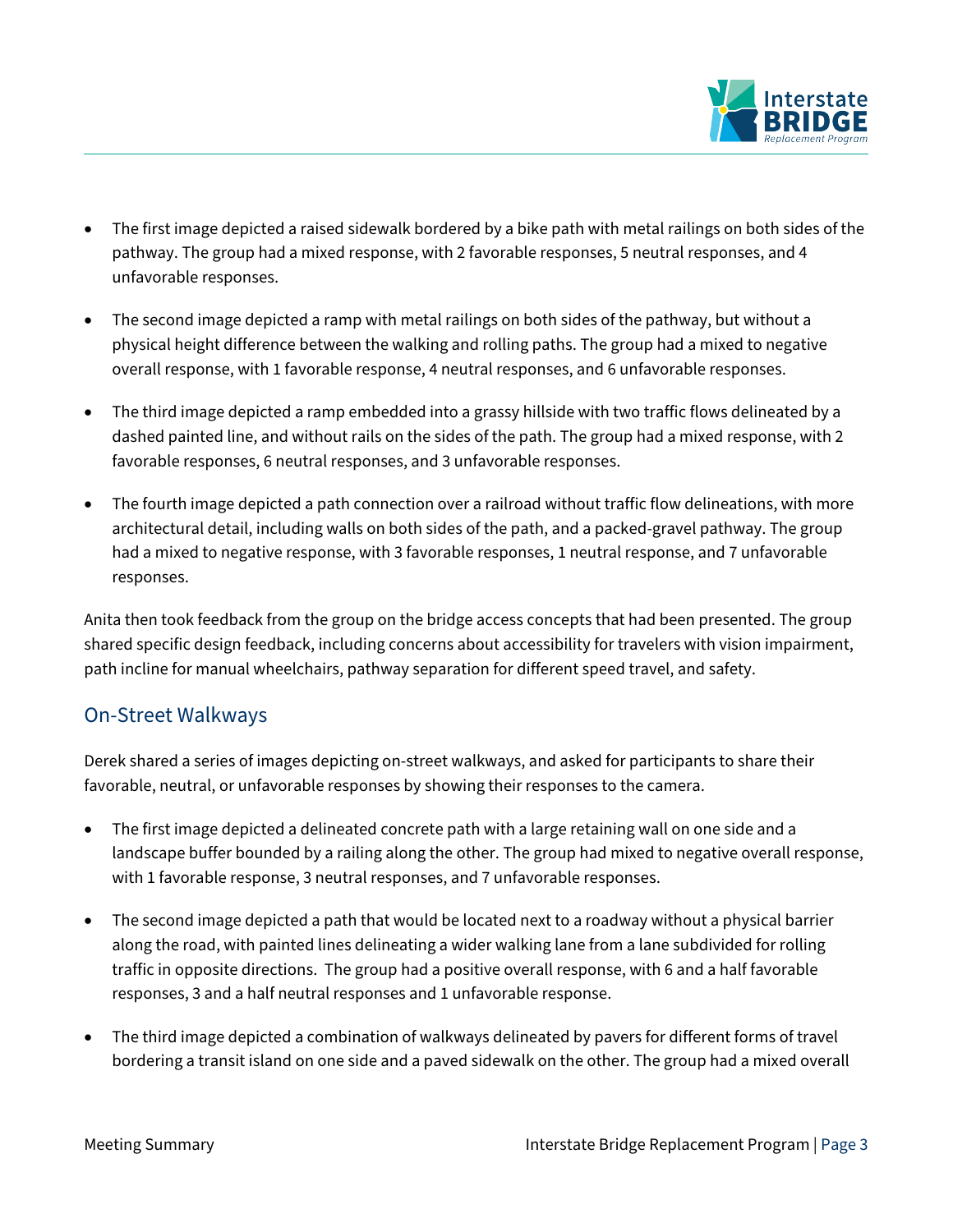- The first image depicted a raised sidewalk bordered by a bike path with metal railings on both sides of the pathway. The group had a mixed response, with 2 favorable responses, 5 neutral responses, and 4 unfavorable responses.

- The second image depicted a ramp with metal railings on both sides of the pathway, but without a physical height difference between the walking and rolling paths. The group had a mixed to negative overall response, with 1 favorable response, 4 neutral responses, and 6 unfavorable responses.

- The third image depicted a ramp embedded into a grassy hillside with two traffic flows delineated by a dashed painted line, and without rails on the sides of the path. The group had a mixed response, with 2 favorable responses, 6 neutral responses, and 3 unfavorable responses.

- The fourth image depicted a path connection over a railroad without traffic flow delineations, with more architectural detail, including walls on both sides of the path, and a packed-gravel pathway. The group had a mixed to negative response, with 3 favorable responses, 1 neutral response, and 7 unfavorable responses.

Anita then took feedback from the group on the bridge access concepts that had been presented. The group shared specific design feedback, including concerns about accessibility for travelers with vision impairment, path incline for manual wheelchairs, pathway separation for different speed travel, and safety.

## On-Street Walkways

Derek shared a series of images depicting on-street walkways, and asked for participants to share their favorable, neutral, or unfavorable responses by showing their responses to the camera.

- The first image depicted a delineated concrete path with a large retaining wall on one side and a landscape buffer bounded by a railing along the other. The group had mixed to negative overall response, with 1 favorable response, 3 neutral responses, and 7 unfavorable responses.

- The second image depicted a path that would be located next to a roadway without a physical barrier along the road, with painted lines delineating a wider walking lane from a lane subdivided for rolling traffic in opposite directions. The group had a positive overall response, with 6 and a half favorable responses, 3 and a half neutral responses and 1 unfavorable response.

- The third image depicted a combination of walkways delineated by pavers for different forms of travel bordering a transit island on one side and a paved sidewalk on the other. The group had a mixed overall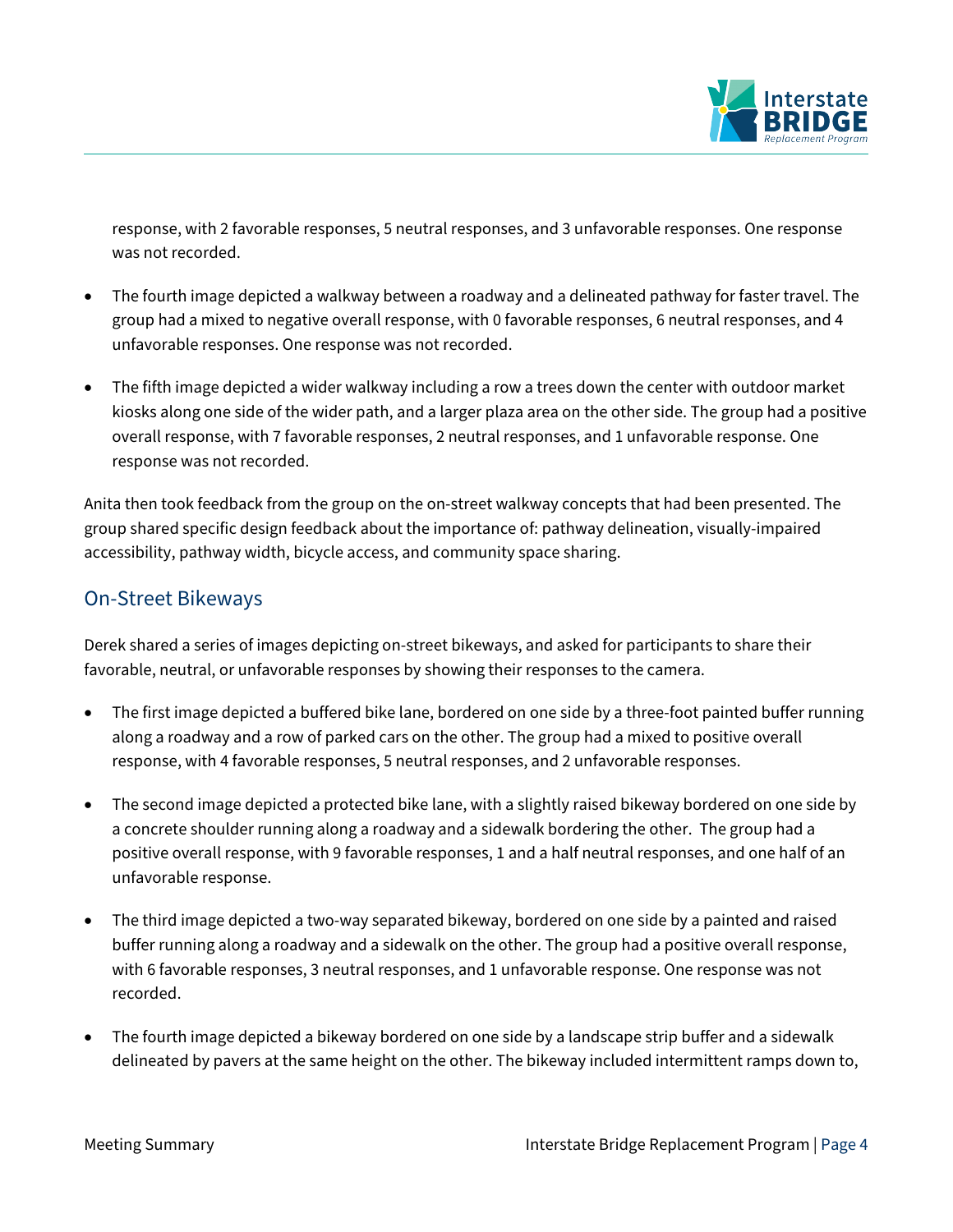response, with 2 favorable responses, 5 neutral responses, and 3 unfavorable responses. One response was not recorded.

- The fourth image depicted a walkway between a roadway and a delineated pathway for faster travel. The group had a mixed to negative overall response, with 0 favorable responses, 6 neutral responses, and 4 unfavorable responses. One response was not recorded.
- The fifth image depicted a wider walkway including a row a trees down the center with outdoor market kiosks along one side of the wider path, and a larger plaza area on the other side. The group had a positive overall response, with 7 favorable responses, 2 neutral responses, and 1 unfavorable response. One response was not recorded.

Anita then took feedback from the group on the on-street walkway concepts that had been presented. The group shared specific design feedback about the importance of: pathway delineation, visually-impaired accessibility, pathway width, bicycle access, and community space sharing.

## On-Street Bikeways

Derek shared a series of images depicting on-street bikeways, and asked for participants to share their favorable, neutral, or unfavorable responses by showing their responses to the camera.

- The first image depicted a buffered bike lane, bordered on one side by a three-foot painted buffer running along a roadway and a row of parked cars on the other. The group had a mixed to positive overall response, with 4 favorable responses, 5 neutral responses, and 2 unfavorable responses.
- The second image depicted a protected bike lane, with a slightly raised bikeway bordered on one side by a concrete shoulder running along a roadway and a sidewalk bordering the other. The group had a positive overall response, with 9 favorable responses, 1 and a half neutral responses, and one half of an unfavorable response.
- The third image depicted a two-way separated bikeway, bordered on one side by a painted and raised buffer running along a roadway and a sidewalk on the other. The group had a positive overall response, with 6 favorable responses, 3 neutral responses, and 1 unfavorable response. One response was not recorded.
- The fourth image depicted a bikeway bordered on one side by a landscape strip buffer and a sidewalk delineated by pavers at the same height on the other. The bikeway included intermittent ramps down to,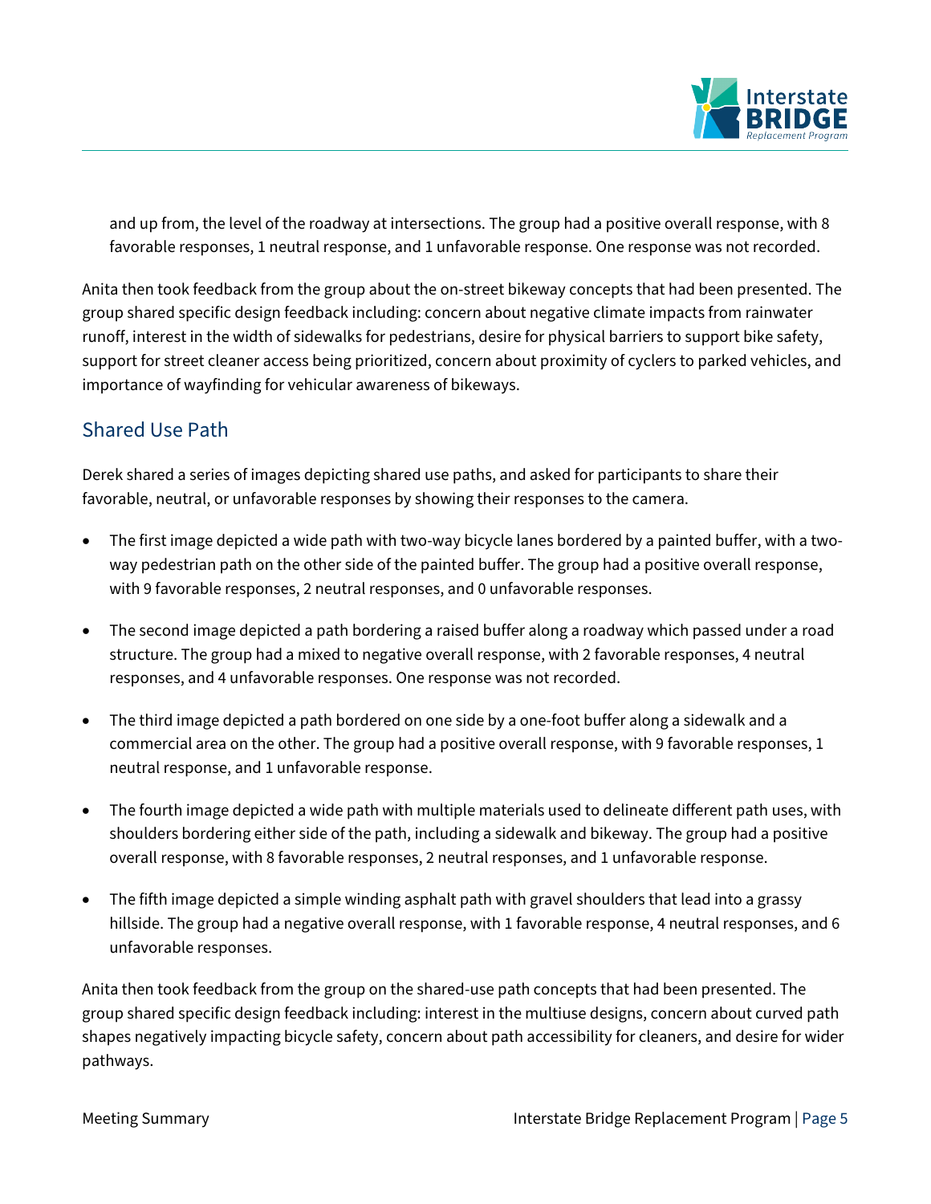and up from, the level of the roadway at intersections. The group had a positive overall response, with 8 favorable responses, 1 neutral response, and 1 unfavorable response. One response was not recorded.

Anita then took feedback from the group about the on-street bikeway concepts that had been presented. The group shared specific design feedback including: concern about negative climate impacts from rainwater runoff, interest in the width of sidewalks for pedestrians, desire for physical barriers to support bike safety, support for street cleaner access being prioritized, concern about proximity of cyclers to parked vehicles, and importance of wayfinding for vehicular awareness of bikeways.

## Shared Use Path

Derek shared a series of images depicting shared use paths, and asked for participants to share their favorable, neutral, or unfavorable responses by showing their responses to the camera.

- The first image depicted a wide path with two-way bicycle lanes bordered by a painted buffer, with a two-way pedestrian path on the other side of the painted buffer. The group had a positive overall response, with 9 favorable responses, 2 neutral responses, and 0 unfavorable responses.
- The second image depicted a path bordering a raised buffer along a roadway which passed under a road structure. The group had a mixed to negative overall response, with 2 favorable responses, 4 neutral responses, and 4 unfavorable responses. One response was not recorded.
- The third image depicted a path bordered on one side by a one-foot buffer along a sidewalk and a commercial area on the other. The group had a positive overall response, with 9 favorable responses, 1 neutral response, and 1 unfavorable response.
- The fourth image depicted a wide path with multiple materials used to delineate different path uses, with shoulders bordering either side of the path, including a sidewalk and bikeway. The group had a positive overall response, with 8 favorable responses, 2 neutral responses, and 1 unfavorable response.
- The fifth image depicted a simple winding asphalt path with gravel shoulders that lead into a grassy hillside. The group had a negative overall response, with 1 favorable response, 4 neutral responses, and 6 unfavorable responses.

Anita then took feedback from the group on the shared-use path concepts that had been presented. The group shared specific design feedback including: interest in the multiuse designs, concern about curved path shapes negatively impacting bicycle safety, concern about path accessibility for cleaners, and desire for wider pathways.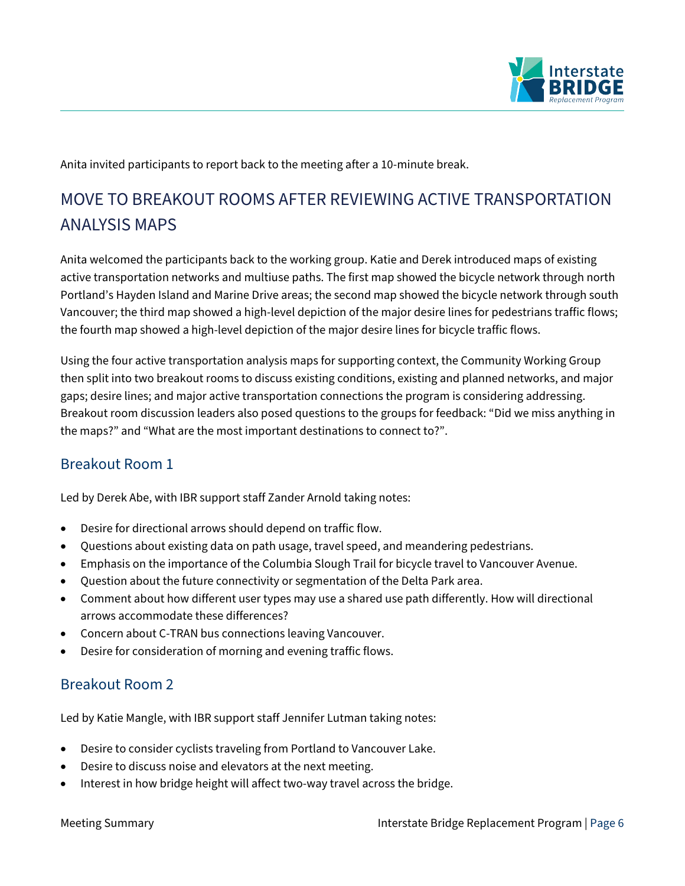Anita invited participants to report back to the meeting after a 10-minute break.

## MOVE TO BREAKOUT ROOMS AFTER REVIEWING ACTIVE TRANSPORTATION ANALYSIS MAPS

Anita welcomed the participants back to the working group. Katie and Derek introduced maps of existing active transportation networks and multiuse paths. The first map showed the bicycle network through north Portland's Hayden Island and Marine Drive areas; the second map showed the bicycle network through south Vancouver; the third map showed a high-level depiction of the major desire lines for pedestrians traffic flows; the fourth map showed a high-level depiction of the major desire lines for bicycle traffic flows.

Using the four active transportation analysis maps for supporting context, the Community Working Group then split into two breakout rooms to discuss existing conditions, existing and planned networks, and major gaps; desire lines; and major active transportation connections the program is considering addressing. Breakout room discussion leaders also posed questions to the groups for feedback: "Did we miss anything in the maps?" and "What are the most important destinations to connect to?".

### Breakout Room 1

Led by Derek Abe, with IBR support staff Zander Arnold taking notes:

- Desire for directional arrows should depend on traffic flow.
- Questions about existing data on path usage, travel speed, and meandering pedestrians.
- Emphasis on the importance of the Columbia Slough Trail for bicycle travel to Vancouver Avenue.
- Question about the future connectivity or segmentation of the Delta Park area.
- Comment about how different user types may use a shared use path differently. How will directional arrows accommodate these differences?
- Concern about C-TRAN bus connections leaving Vancouver.
- Desire for consideration of morning and evening traffic flows.

### Breakout Room 2

Led by Katie Mangle, with IBR support staff Jennifer Lutman taking notes:

- Desire to consider cyclists traveling from Portland to Vancouver Lake.
- Desire to discuss noise and elevators at the next meeting.
- Interest in how bridge height will affect two-way travel across the bridge.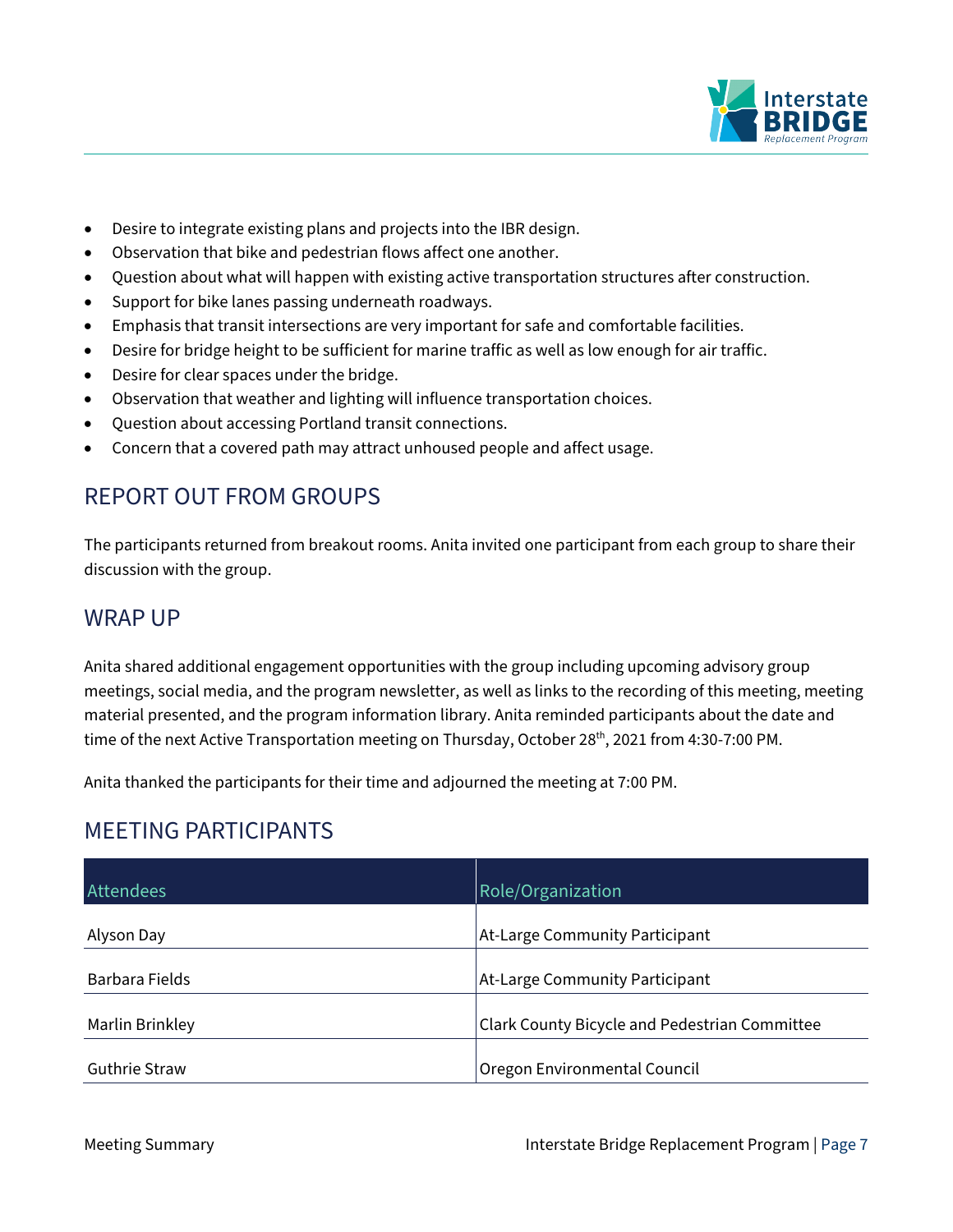- Desire to integrate existing plans and projects into the IBR design.
- Observation that bike and pedestrian flows affect one another.
- Question about what will happen with existing active transportation structures after construction.
- Support for bike lanes passing underneath roadways.
- Emphasis that transit intersections are very important for safe and comfortable facilities.
- Desire for bridge height to be sufficient for marine traffic as well as low enough for air traffic.
- Desire for clear spaces under the bridge.
- Observation that weather and lighting will influence transportation choices.
- Question about accessing Portland transit connections.
- Concern that a covered path may attract unhoused people and affect usage.

## REPORT OUT FROM GROUPS

The participants returned from breakout rooms. Anita invited one participant from each group to share their discussion with the group.

## WRAP UP

Anita shared additional engagement opportunities with the group including upcoming advisory group meetings, social media, and the program newsletter, as well as links to the recording of this meeting, meeting material presented, and the program information library. Anita reminded participants about the date and time of the next Active Transportation meeting on Thursday, October 28th, 2021 from 4:30-7:00 PM.

Anita thanked the participants for their time and adjourned the meeting at 7:00 PM.

## MEETING PARTICIPANTS

| Attendees | Role/Organization |
|---|---|
| Alyson Day | At-Large Community Participant |
| Barbara Fields | At-Large Community Participant |
| Marlin Brinkley | Clark County Bicycle and Pedestrian Committee |
| Guthrie Straw | Oregon Environmental Council |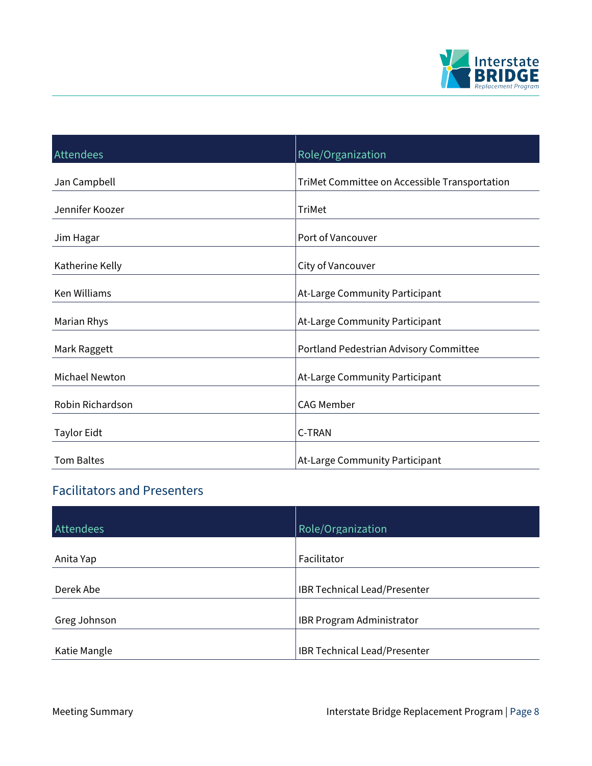| Attendees | Role/Organization |
| --- | --- |
| Jan Campbell | TriMet Committee on Accessible Transportation |
| Jennifer Koozer | TriMet |
| Jim Hagar | Port of Vancouver |
| Katherine Kelly | City of Vancouver |
| Ken Williams | At-Large Community Participant |
| Marian Rhys | At-Large Community Participant |
| Mark Raggett | Portland Pedestrian Advisory Committee |
| Michael Newton | At-Large Community Participant |
| Robin Richardson | CAG Member |
| Taylor Eidt | C-TRAN |
| Tom Baltes | At-Large Community Participant |

## Facilitators and Presenters

| Attendees | Role/Organization |
| --- | --- |
| Anita Yap | Facilitator |
| Derek Abe | IBR Technical Lead/Presenter |
| Greg Johnson | IBR Program Administrator |
| Katie Mangle | IBR Technical Lead/Presenter |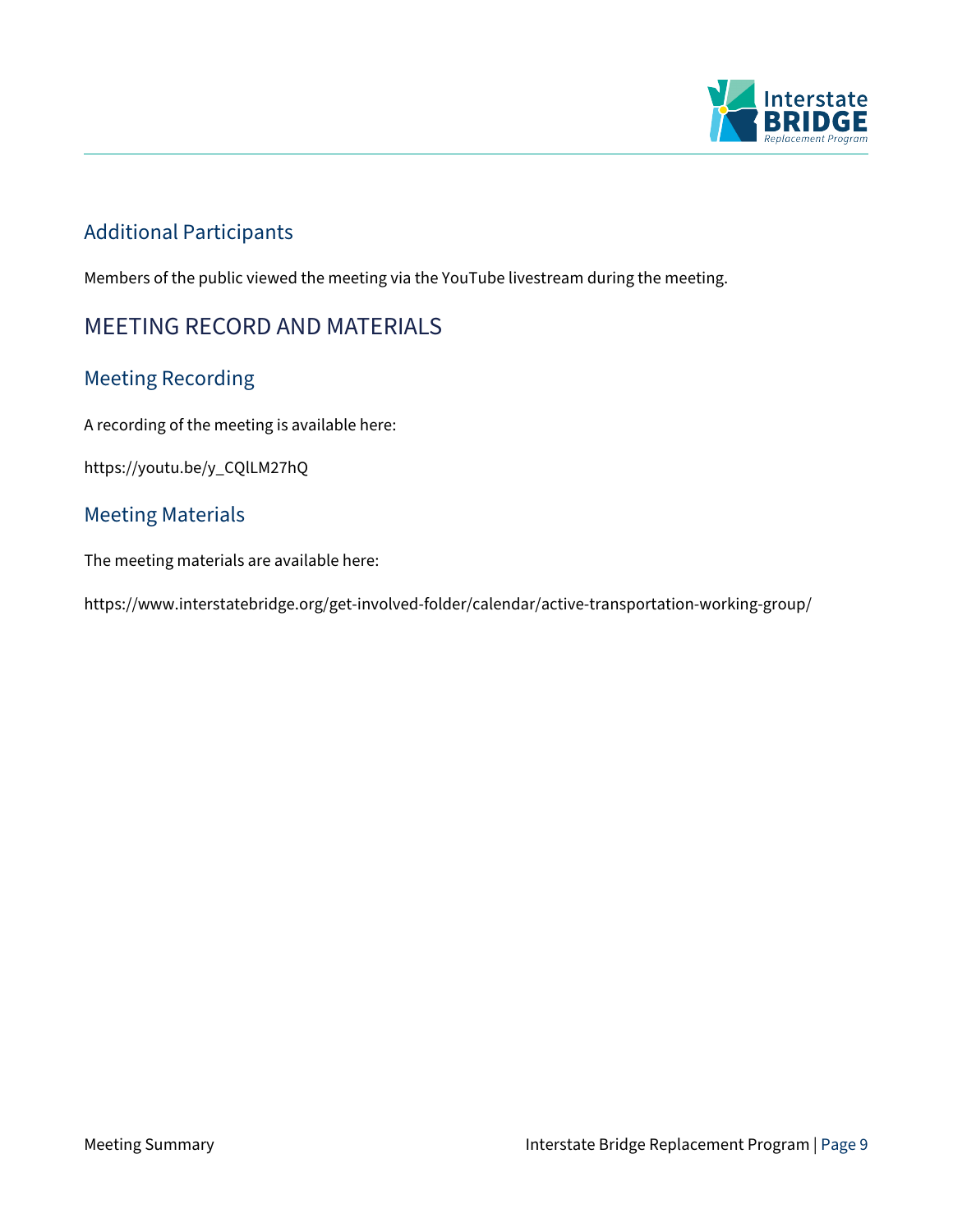### Additional Participants

Members of the public viewed the meeting via the YouTube livestream during the meeting.

## MEETING RECORD AND MATERIALS

### Meeting Recording

A recording of the meeting is available here:

https://youtu.be/y_CQlLM27hQ

### Meeting Materials

The meeting materials are available here:

https://www.interstatebridge.org/get-involved-folder/calendar/active-transportation-working-group/